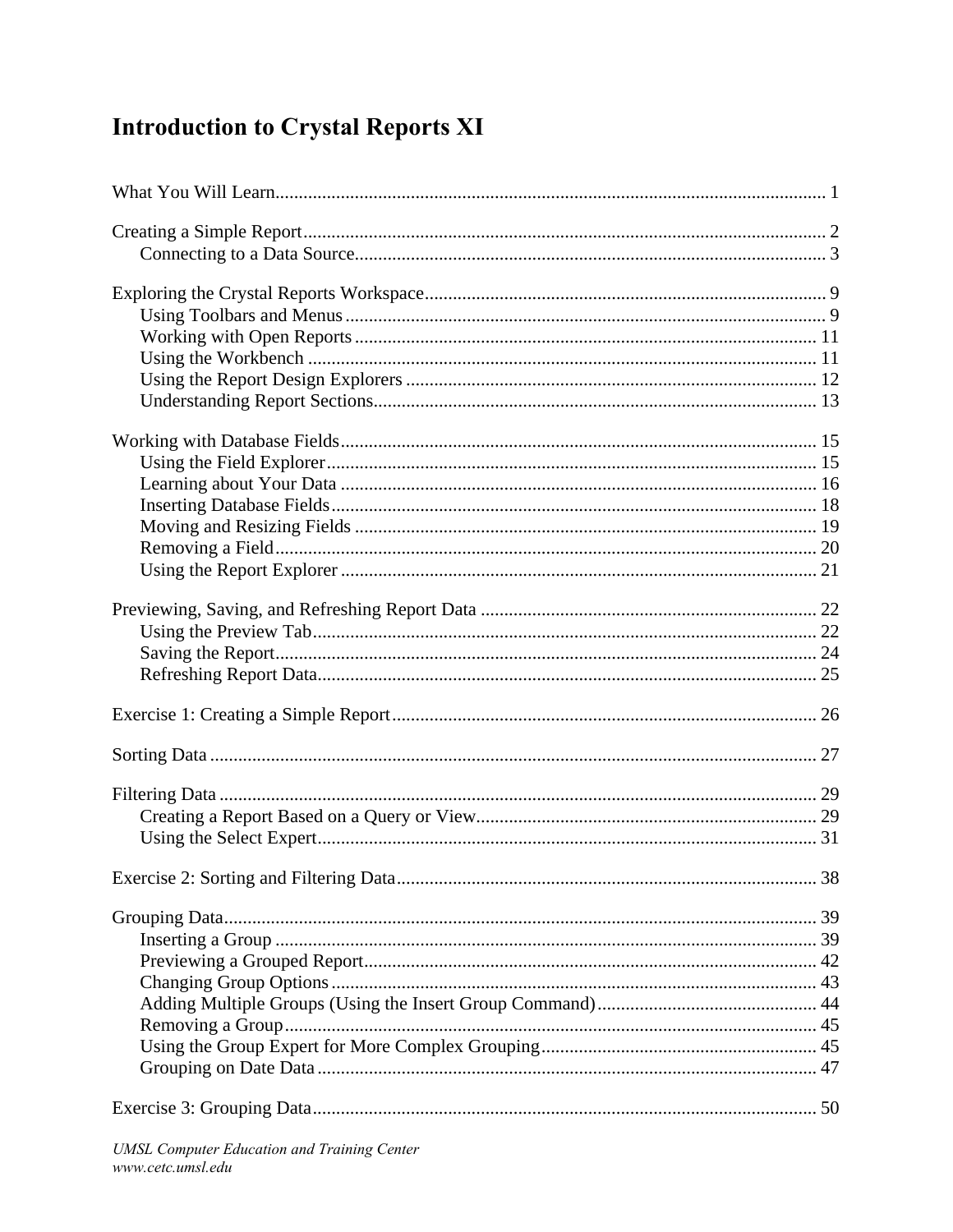# Introduction to Crystal Reports XI

What You Will Learn ........ 1

Creating a Simple Report ........ 2
- Connecting to a Data Source ........ 3

Exploring the Crystal Reports Workspace ........ 9
- Using Toolbars and Menus ........ 9
- Working with Open Reports ........ 11
- Using the Workbench ........ 11
- Using the Report Design Explorers ........ 12
- Understanding Report Sections ........ 13

Working with Database Fields ........ 15
- Using the Field Explorer ........ 15
- Learning about Your Data ........ 16
- Inserting Database Fields ........ 18
- Moving and Resizing Fields ........ 19
- Removing a Field ........ 20
- Using the Report Explorer ........ 21

Previewing, Saving, and Refreshing Report Data ........ 22
- Using the Preview Tab ........ 22
- Saving the Report ........ 24
- Refreshing Report Data ........ 25

Exercise 1: Creating a Simple Report ........ 26

Sorting Data ........ 27

Filtering Data ........ 29
- Creating a Report Based on a Query or View ........ 29
- Using the Select Expert ........ 31

Exercise 2: Sorting and Filtering Data ........ 38

Grouping Data ........ 39
- Inserting a Group ........ 39
- Previewing a Grouped Report ........ 42
- Changing Group Options ........ 43
- Adding Multiple Groups (Using the Insert Group Command) ........ 44
- Removing a Group ........ 45
- Using the Group Expert for More Complex Grouping ........ 45
- Grouping on Date Data ........ 47

Exercise 3: Grouping Data ........ 50

*UMSL Computer Education and Training Center*
*www.cetc.umsl.edu*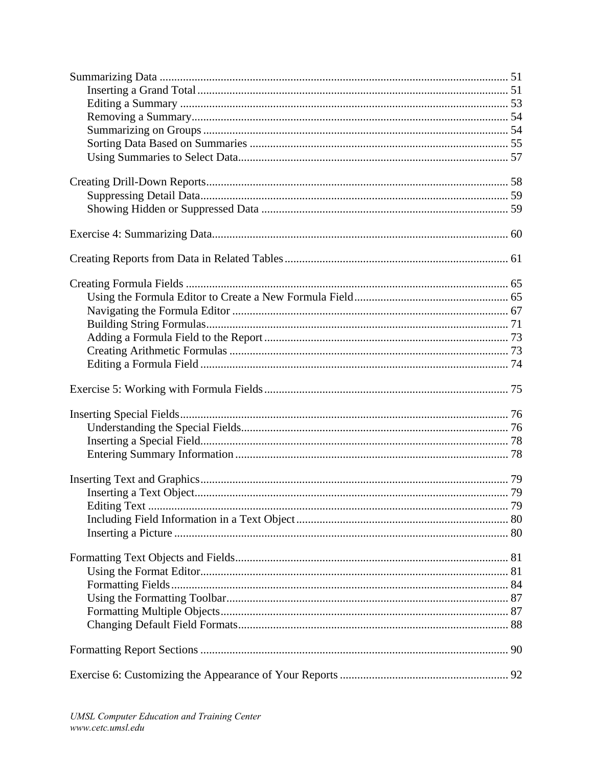Summarizing Data ........................................................................................................ 51
    Inserting a Grand Total ............................................................................................ 51
    Editing a Summary ................................................................................................... 53
    Removing a Summary............................................................................................... 54
    Summarizing on Groups ........................................................................................... 54
    Sorting Data Based on Summaries ........................................................................... 55
    Using Summaries to Select Data.............................................................................. 57

Creating Drill-Down Reports......................................................................................... 58
    Suppressing Detail Data........................................................................................... 59
    Showing Hidden or Suppressed Data ....................................................................... 59

Exercise 4: Summarizing Data....................................................................................... 60

Creating Reports from Data in Related Tables.............................................................. 61

Creating Formula Fields ................................................................................................ 65
    Using the Formula Editor to Create a New Formula Field...................................... 65
    Navigating the Formula Editor ................................................................................ 67
    Building String Formulas......................................................................................... 71
    Adding a Formula Field to the Report..................................................................... 73
    Creating Arithmetic Formulas ................................................................................. 73
    Editing a Formula Field ........................................................................................... 74

Exercise 5: Working with Formula Fields..................................................................... 75

Inserting Special Fields.................................................................................................. 76
    Understanding the Special Fields............................................................................. 76
    Inserting a Special Field........................................................................................... 78
    Entering Summary Information ............................................................................... 78

Inserting Text and Graphics........................................................................................... 79
    Inserting a Text Object............................................................................................. 79
    Editing Text ............................................................................................................. 79
    Including Field Information in a Text Object.......................................................... 80
    Inserting a Picture .................................................................................................... 80

Formatting Text Objects and Fields............................................................................... 81
    Using the Format Editor........................................................................................... 81
    Formatting Fields..................................................................................................... 84
    Using the Formatting Toolbar.................................................................................. 87
    Formatting Multiple Objects.................................................................................... 87
    Changing Default Field Formats.............................................................................. 88

Formatting Report Sections ........................................................................................... 90

Exercise 6: Customizing the Appearance of Your Reports ........................................... 92

*UMSL Computer Education and Training Center*
*www.cetc.umsl.edu*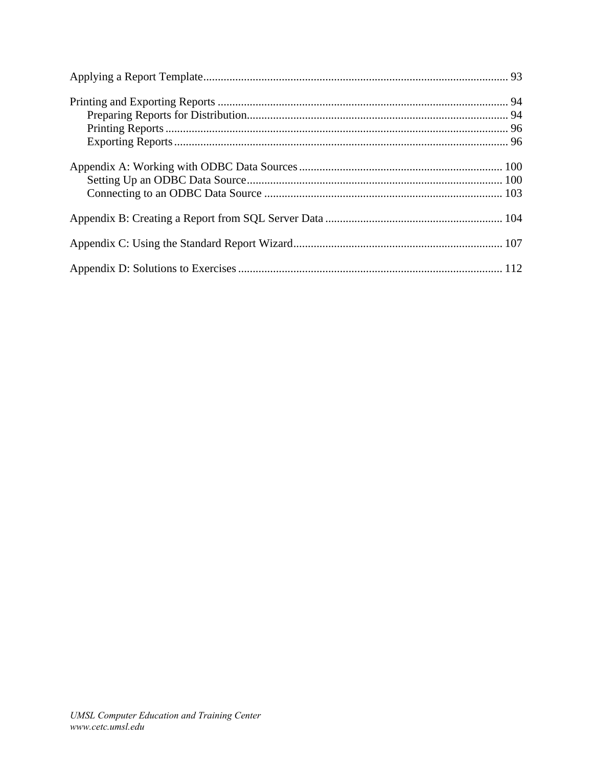Applying a Report Template........................................................................................................ 93

Printing and Exporting Reports ................................................................................................... 94
    Preparing Reports for Distribution........................................................................................ 94
    Printing Reports ..................................................................................................................... 96
    Exporting Reports .................................................................................................................. 96

Appendix A: Working with ODBC Data Sources..................................................................... 100
    Setting Up an ODBC Data Source....................................................................................... 100
    Connecting to an ODBC Data Source ................................................................................. 103

Appendix B: Creating a Report from SQL Server Data ............................................................ 104

Appendix C: Using the Standard Report Wizard....................................................................... 107

Appendix D: Solutions to Exercises .......................................................................................... 112